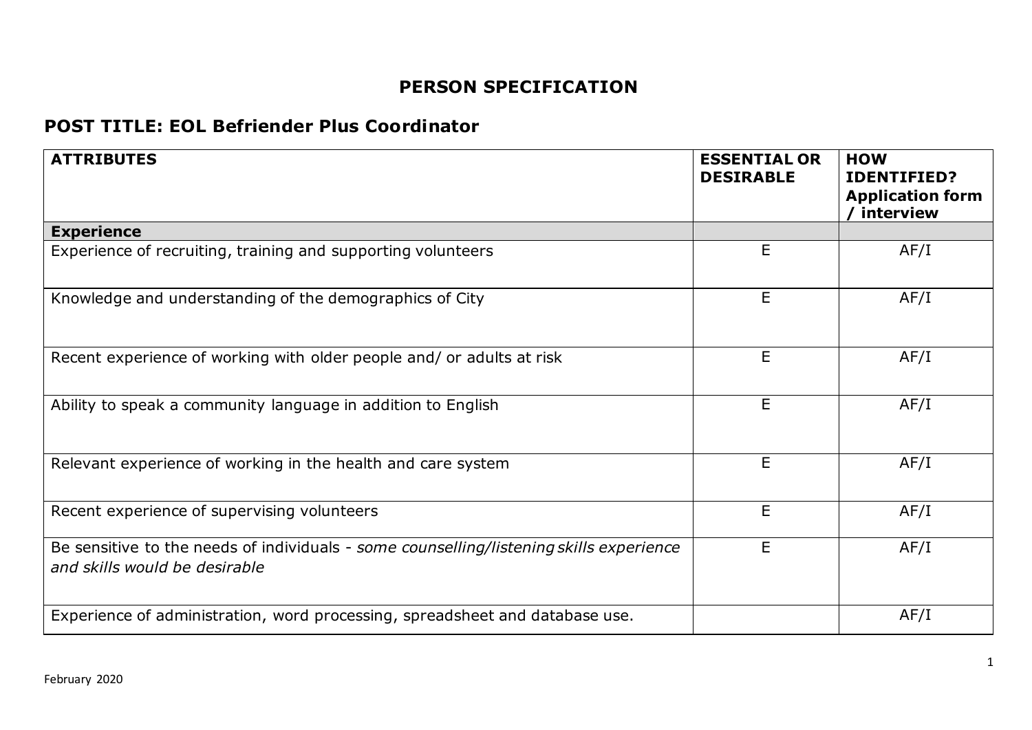# PERSON SPECIFICATION

## POST TITLE: EOL Befriender Plus Coordinator

| ATTRIBUTES | ESSENTIAL OR DESIRABLE | HOW IDENTIFIED? Application form / interview |
|---|---|---|
| **Experience** | | |
| Experience of recruiting, training and supporting volunteers | E | AF/I |
| Knowledge and understanding of the demographics of City | E | AF/I |
| Recent experience of working with older people and/ or adults at risk | E | AF/I |
| Ability to speak a community language in addition to English | E | AF/I |
| Relevant experience of working in the health and care system | E | AF/I |
| Recent experience of supervising volunteers | E | AF/I |
| Be sensitive to the needs of individuals - *some counselling/listening skills experience and skills would be desirable* | E | AF/I |
| Experience of administration, word processing, spreadsheet and database use. | | AF/I |

February 2020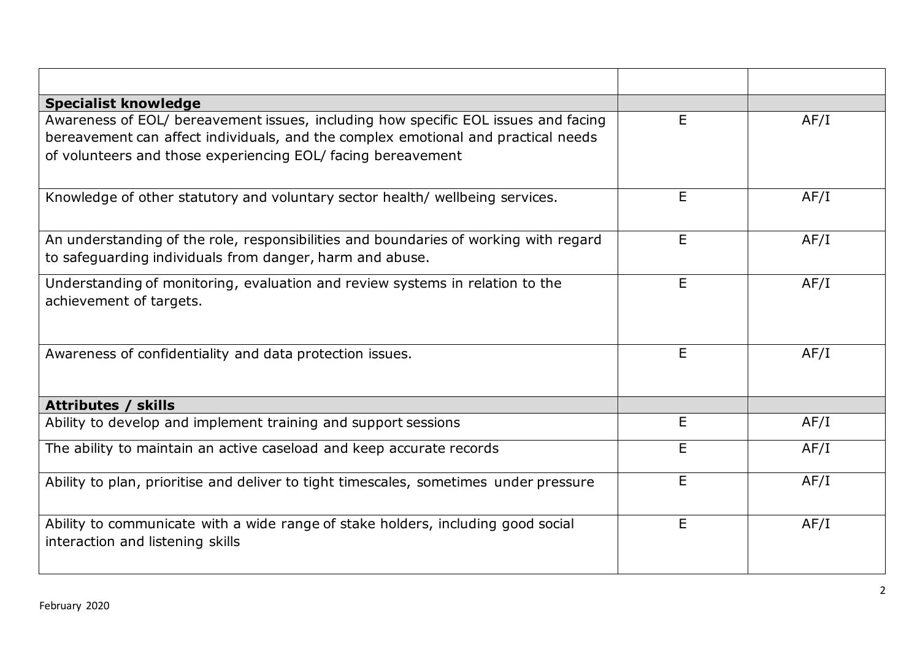| | | |
|---|---|---|
| **Specialist knowledge** | | |
| Awareness of EOL/ bereavement issues, including how specific EOL issues and facing bereavement can affect individuals, and the complex emotional and practical needs of volunteers and those experiencing EOL/ facing bereavement | E | AF/I |
| Knowledge of other statutory and voluntary sector health/ wellbeing services. | E | AF/I |
| An understanding of the role, responsibilities and boundaries of working with regard to safeguarding individuals from danger, harm and abuse. | E | AF/I |
| Understanding of monitoring, evaluation and review systems in relation to the achievement of targets. | E | AF/I |
| Awareness of confidentiality and data protection issues. | E | AF/I |
| **Attributes / skills** | | |
| Ability to develop and implement training and support sessions | E | AF/I |
| The ability to maintain an active caseload and keep accurate records | E | AF/I |
| Ability to plan, prioritise and deliver to tight timescales, sometimes under pressure | E | AF/I |
| Ability to communicate with a wide range of stake holders, including good social interaction and listening skills | E | AF/I |

February 2020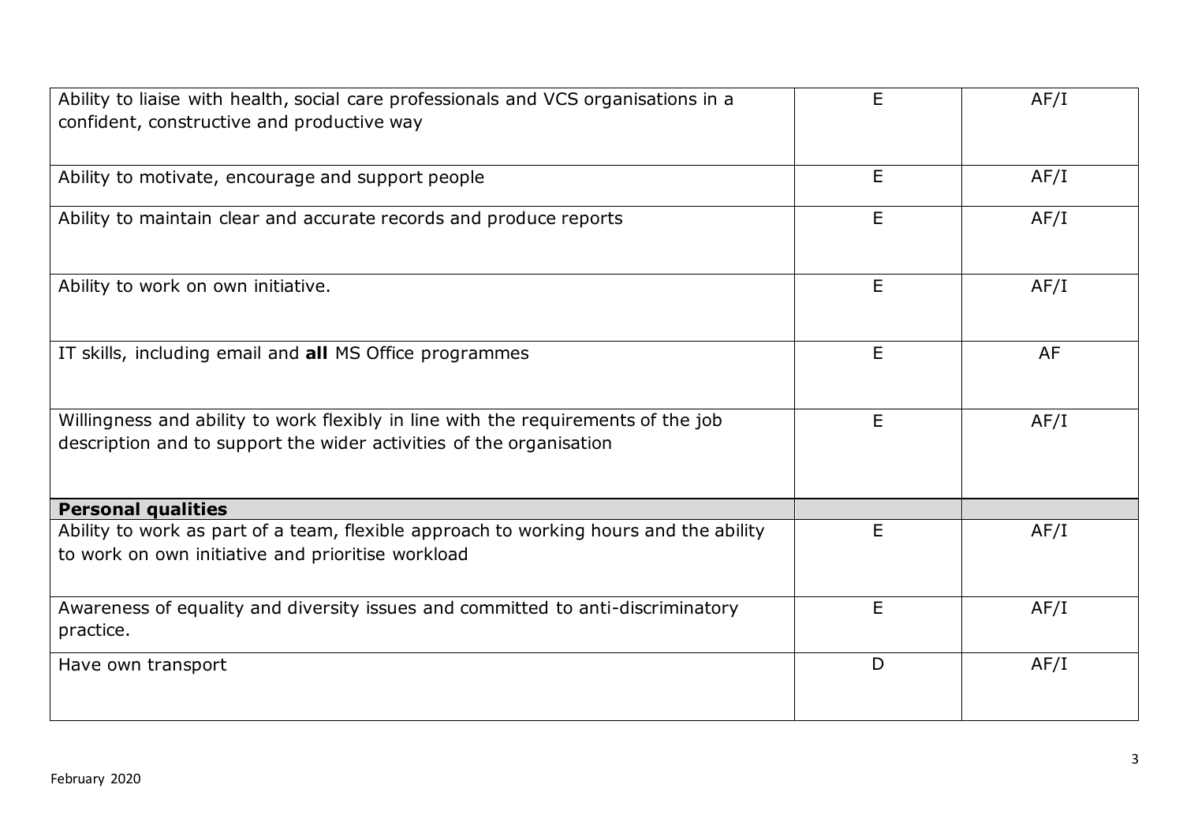| | | |
|---|---|---|
| Ability to liaise with health, social care professionals and VCS organisations in a confident, constructive and productive way | E | AF/I |
| Ability to motivate, encourage and support people | E | AF/I |
| Ability to maintain clear and accurate records and produce reports | E | AF/I |
| Ability to work on own initiative. | E | AF/I |
| IT skills, including email and **all** MS Office programmes | E | AF |
| Willingness and ability to work flexibly in line with the requirements of the job description and to support the wider activities of the organisation | E | AF/I |
| **Personal qualities** | | |
| Ability to work as part of a team, flexible approach to working hours and the ability to work on own initiative and prioritise workload | E | AF/I |
| Awareness of equality and diversity issues and committed to anti-discriminatory practice. | E | AF/I |
| Have own transport | D | AF/I |

February 2020